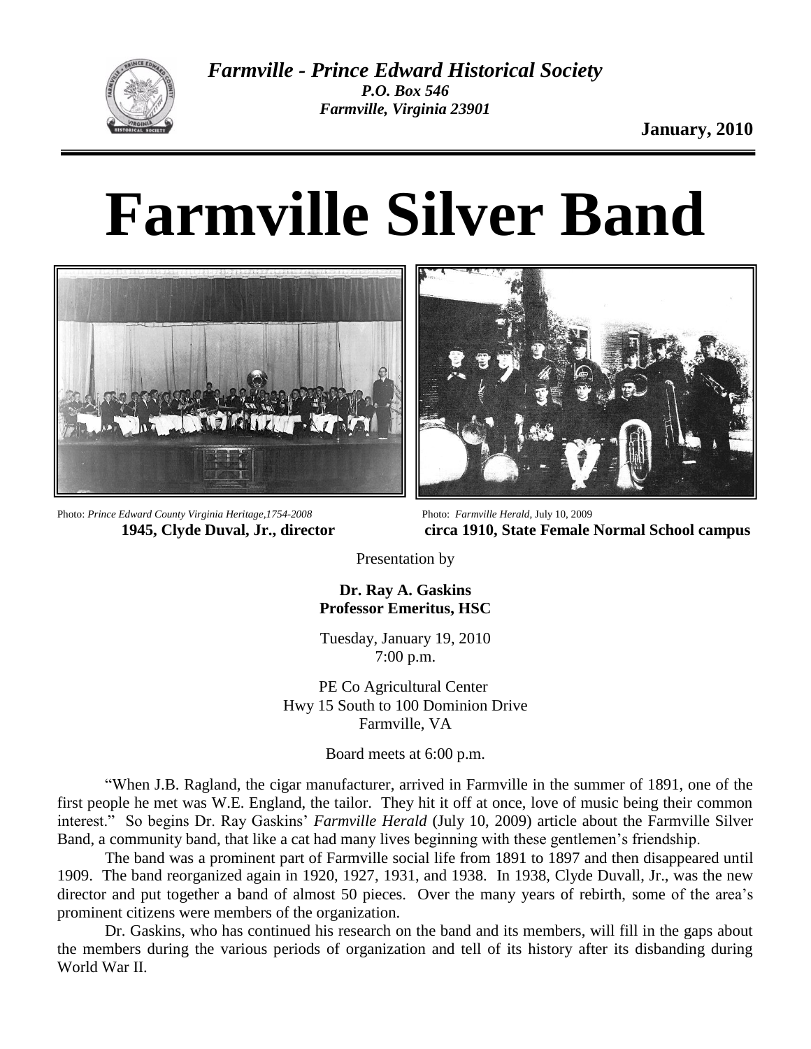*Farmville - Prince Edward Historical Society*
*P.O. Box 546*
*Farmville, Virginia 23901*

**January, 2010**

# Farmville Silver Band

Photo: *Prince Edward County Virginia Heritage,1754-2008*
**1945, Clyde Duval, Jr., director**

Photo: *Farmville Herald*, July 10, 2009
**circa 1910, State Female Normal School campus**

Presentation by

**Dr. Ray A. Gaskins**
**Professor Emeritus, HSC**

Tuesday, January 19, 2010
7:00 p.m.

PE Co Agricultural Center
Hwy 15 South to 100 Dominion Drive
Farmville, VA

Board meets at 6:00 p.m.

"When J.B. Ragland, the cigar manufacturer, arrived in Farmville in the summer of 1891, one of the first people he met was W.E. England, the tailor. They hit it off at once, love of music being their common interest." So begins Dr. Ray Gaskins' *Farmville Herald* (July 10, 2009) article about the Farmville Silver Band, a community band, that like a cat had many lives beginning with these gentlemen's friendship.

The band was a prominent part of Farmville social life from 1891 to 1897 and then disappeared until 1909. The band reorganized again in 1920, 1927, 1931, and 1938. In 1938, Clyde Duvall, Jr., was the new director and put together a band of almost 50 pieces. Over the many years of rebirth, some of the area's prominent citizens were members of the organization.

Dr. Gaskins, who has continued his research on the band and its members, will fill in the gaps about the members during the various periods of organization and tell of its history after its disbanding during World War II.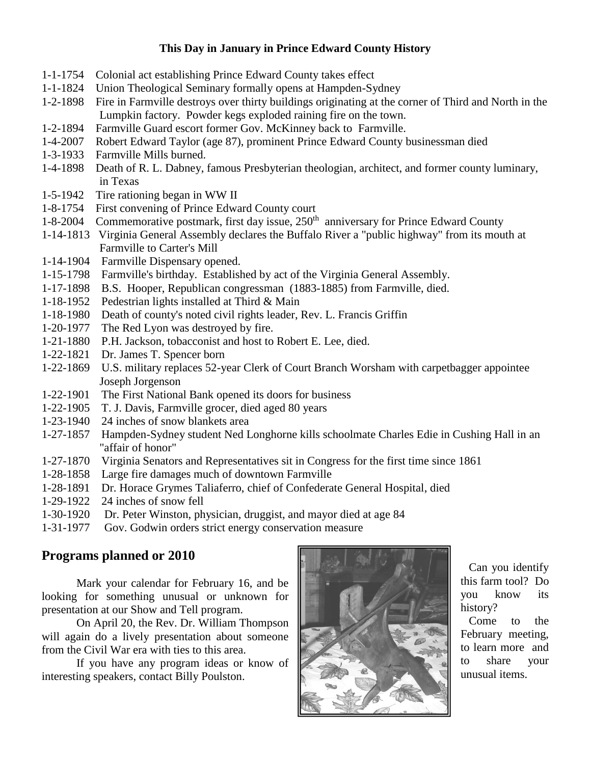**This Day in January in Prince Edward County History**

1-1-1754 Colonial act establishing Prince Edward County takes effect
1-1-1824 Union Theological Seminary formally opens at Hampden-Sydney
1-2-1898 Fire in Farmville destroys over thirty buildings originating at the corner of Third and North in the Lumpkin factory. Powder kegs exploded raining fire on the town.
1-2-1894 Farmville Guard escort former Gov. McKinney back to Farmville.
1-4-2007 Robert Edward Taylor (age 87), prominent Prince Edward County businessman died
1-3-1933 Farmville Mills burned.
1-4-1898 Death of R. L. Dabney, famous Presbyterian theologian, architect, and former county luminary, in Texas
1-5-1942 Tire rationing began in WW II
1-8-1754 First convening of Prince Edward County court
1-8-2004 Commemorative postmark, first day issue, 250th anniversary for Prince Edward County
1-14-1813 Virginia General Assembly declares the Buffalo River a "public highway" from its mouth at Farmville to Carter's Mill
1-14-1904 Farmville Dispensary opened.
1-15-1798 Farmville's birthday. Established by act of the Virginia General Assembly.
1-17-1898 B.S. Hooper, Republican congressman (1883-1885) from Farmville, died.
1-18-1952 Pedestrian lights installed at Third & Main
1-18-1980 Death of county's noted civil rights leader, Rev. L. Francis Griffin
1-20-1977 The Red Lyon was destroyed by fire.
1-21-1880 P.H. Jackson, tobacconist and host to Robert E. Lee, died.
1-22-1821 Dr. James T. Spencer born
1-22-1869 U.S. military replaces 52-year Clerk of Court Branch Worsham with carpetbagger appointee Joseph Jorgenson
1-22-1901 The First National Bank opened its doors for business
1-22-1905 T. J. Davis, Farmville grocer, died aged 80 years
1-23-1940 24 inches of snow blankets area
1-27-1857 Hampden-Sydney student Ned Longhorne kills schoolmate Charles Edie in Cushing Hall in an "affair of honor"
1-27-1870 Virginia Senators and Representatives sit in Congress for the first time since 1861
1-28-1858 Large fire damages much of downtown Farmville
1-28-1891 Dr. Horace Grymes Taliaferro, chief of Confederate General Hospital, died
1-29-1922 24 inches of snow fell
1-30-1920 Dr. Peter Winston, physician, druggist, and mayor died at age 84
1-31-1977 Gov. Godwin orders strict energy conservation measure

## Programs planned or 2010

Mark your calendar for February 16, and be looking for something unusual or unknown for presentation at our Show and Tell program.

On April 20, the Rev. Dr. William Thompson will again do a lively presentation about someone from the Civil War era with ties to this area.

If you have any program ideas or know of interesting speakers, contact Billy Poulston.

Can you identify this farm tool? Do you know its history?

Come to the February meeting, to learn more and to share your unusual items.